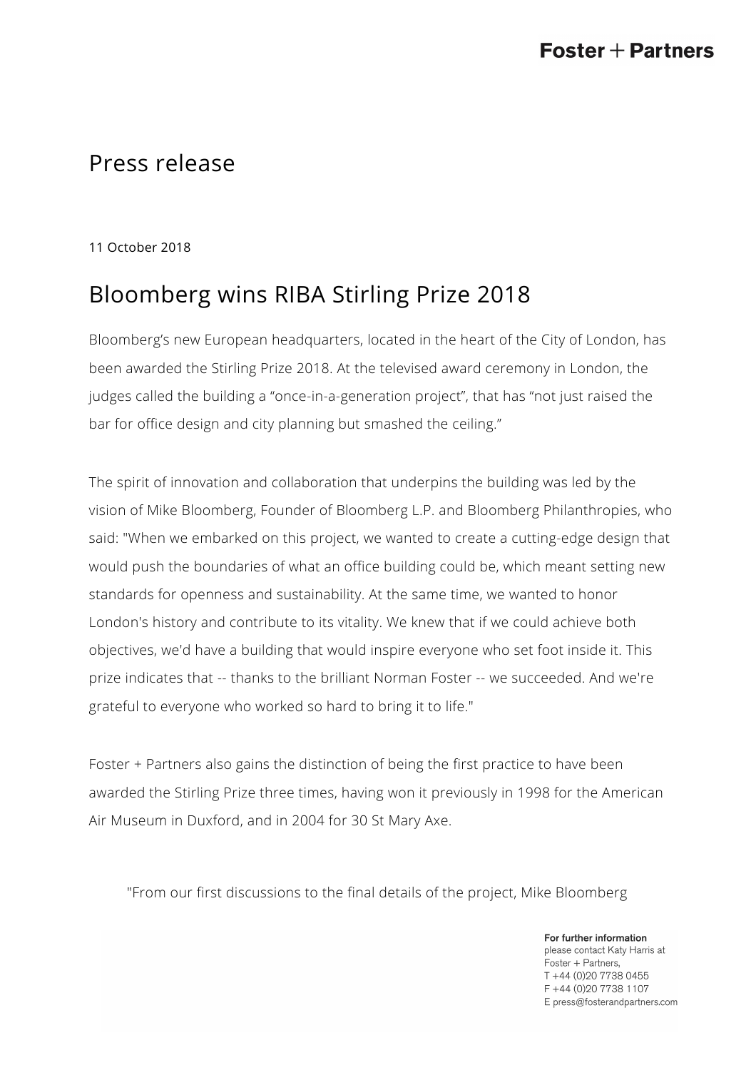Foster + Partners

# Press release

11 October 2018

## Bloomberg wins RIBA Stirling Prize 2018

Bloomberg's new European headquarters, located in the heart of the City of London, has been awarded the Stirling Prize 2018. At the televised award ceremony in London, the judges called the building a "once-in-a-generation project", that has "not just raised the bar for office design and city planning but smashed the ceiling."

The spirit of innovation and collaboration that underpins the building was led by the vision of Mike Bloomberg, Founder of Bloomberg L.P. and Bloomberg Philanthropies, who said: "When we embarked on this project, we wanted to create a cutting-edge design that would push the boundaries of what an office building could be, which meant setting new standards for openness and sustainability. At the same time, we wanted to honor London's history and contribute to its vitality. We knew that if we could achieve both objectives, we'd have a building that would inspire everyone who set foot inside it. This prize indicates that -- thanks to the brilliant Norman Foster -- we succeeded. And we're grateful to everyone who worked so hard to bring it to life."

Foster + Partners also gains the distinction of being the first practice to have been awarded the Stirling Prize three times, having won it previously in 1998 for the American Air Museum in Duxford, and in 2004 for 30 St Mary Axe.

> "From our first discussions to the final details of the project, Mike Bloomberg

**For further information**
please contact Katy Harris at
Foster + Partners,
T +44 (0)20 7738 0455
F +44 (0)20 7738 1107
E press@fosterandpartners.com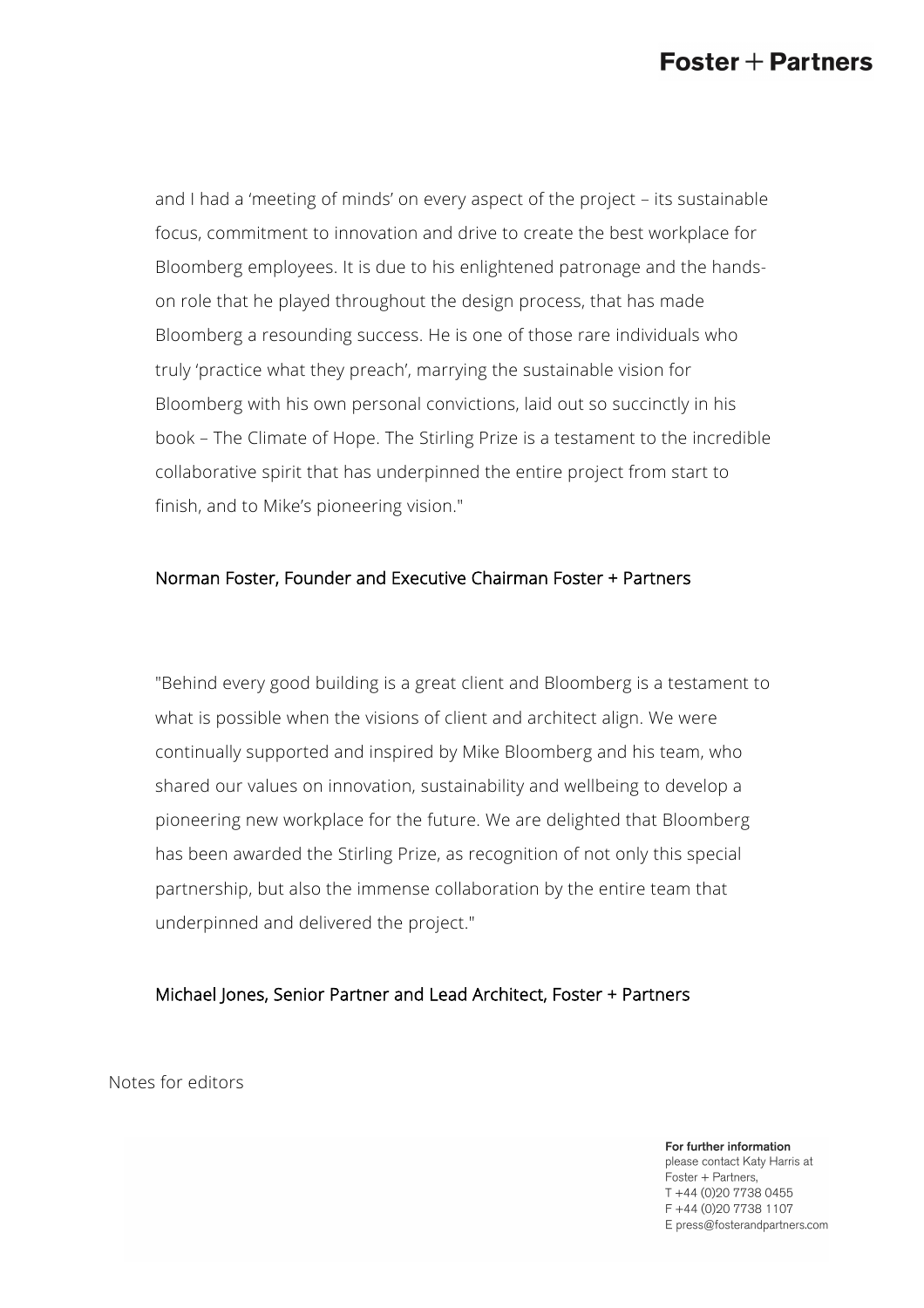and I had a 'meeting of minds' on every aspect of the project – its sustainable focus, commitment to innovation and drive to create the best workplace for Bloomberg employees. It is due to his enlightened patronage and the hands-on role that he played throughout the design process, that has made Bloomberg a resounding success. He is one of those rare individuals who truly 'practice what they preach', marrying the sustainable vision for Bloomberg with his own personal convictions, laid out so succinctly in his book – The Climate of Hope. The Stirling Prize is a testament to the incredible collaborative spirit that has underpinned the entire project from start to finish, and to Mike's pioneering vision."

Norman Foster, Founder and Executive Chairman Foster + Partners

"Behind every good building is a great client and Bloomberg is a testament to what is possible when the visions of client and architect align. We were continually supported and inspired by Mike Bloomberg and his team, who shared our values on innovation, sustainability and wellbeing to develop a pioneering new workplace for the future. We are delighted that Bloomberg has been awarded the Stirling Prize, as recognition of not only this special partnership, but also the immense collaboration by the entire team that underpinned and delivered the project."

Michael Jones, Senior Partner and Lead Architect, Foster + Partners

Notes for editors

**For further information**
please contact Katy Harris at
Foster + Partners,
T +44 (0)20 7738 0455
F +44 (0)20 7738 1107
E press@fosterandpartners.com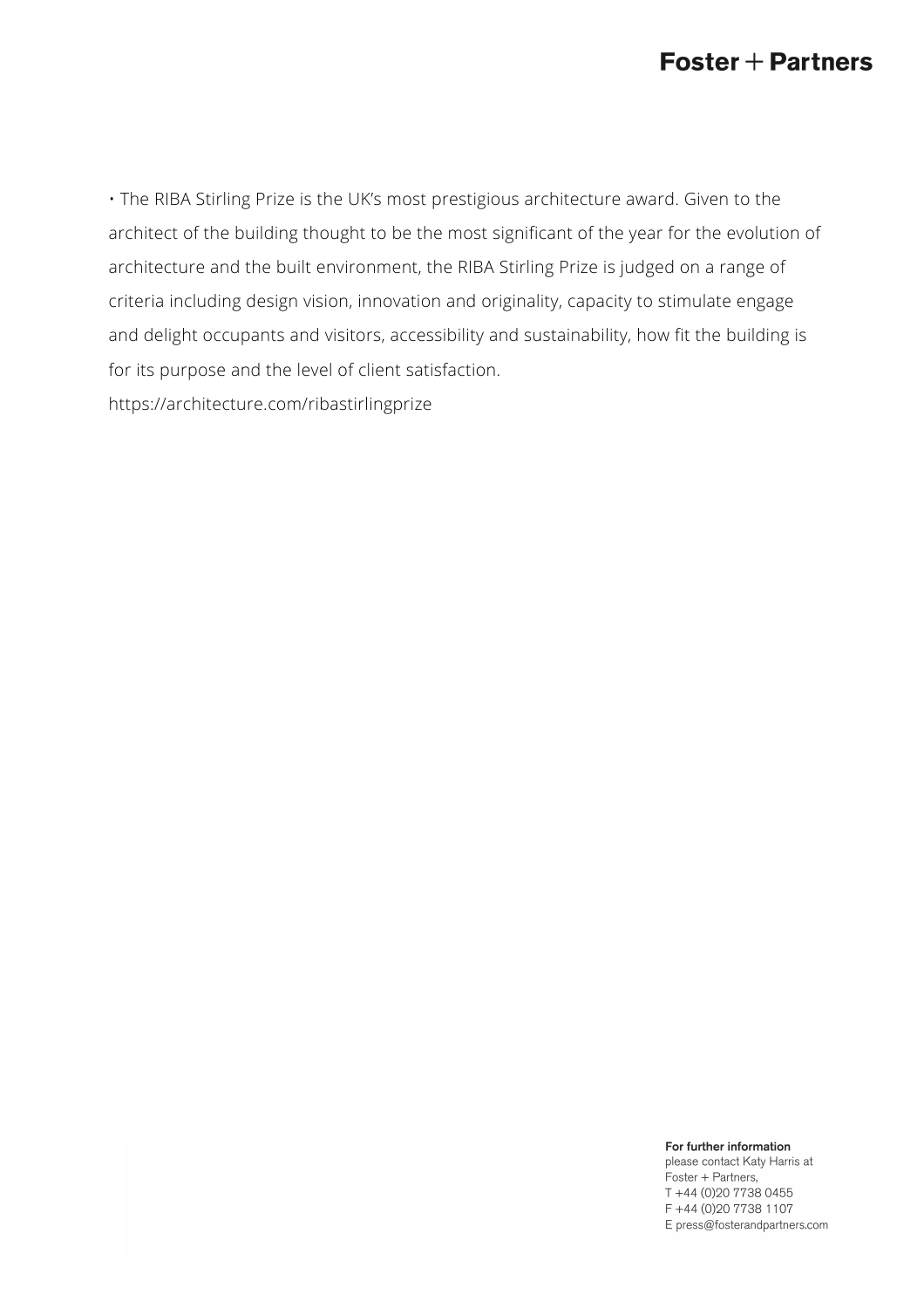• The RIBA Stirling Prize is the UK's most prestigious architecture award. Given to the architect of the building thought to be the most significant of the year for the evolution of architecture and the built environment, the RIBA Stirling Prize is judged on a range of criteria including design vision, innovation and originality, capacity to stimulate engage and delight occupants and visitors, accessibility and sustainability, how fit the building is for its purpose and the level of client satisfaction.
https://architecture.com/ribastirlingprize

**For further information**
please contact Katy Harris at
Foster + Partners,
T +44 (0)20 7738 0455
F +44 (0)20 7738 1107
E press@fosterandpartners.com